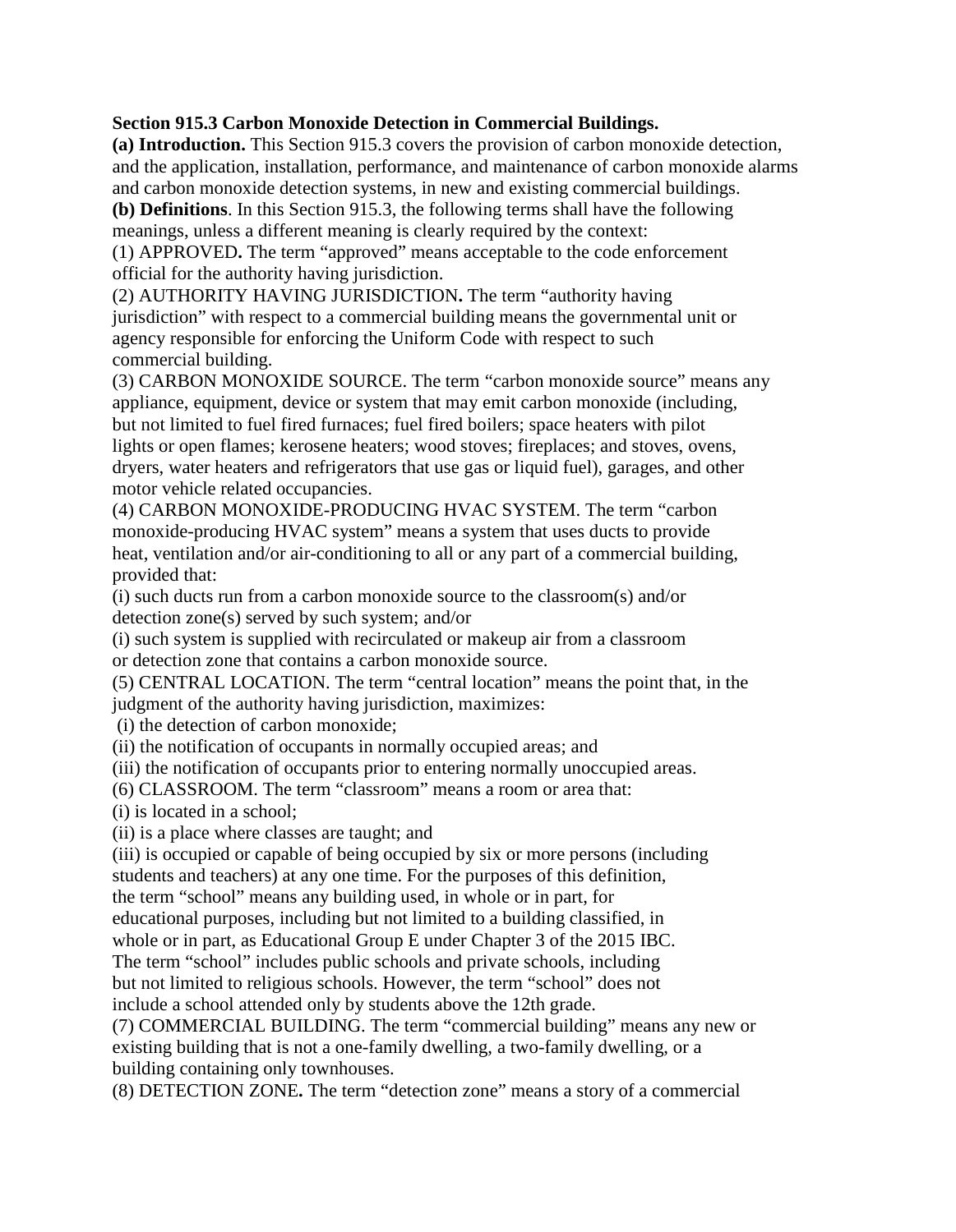**Section 915.3 Carbon Monoxide Detection in Commercial Buildings.**

**(a) Introduction.** This Section 915.3 covers the provision of carbon monoxide detection, and the application, installation, performance, and maintenance of carbon monoxide alarms and carbon monoxide detection systems, in new and existing commercial buildings.

**(b) Definitions**. In this Section 915.3, the following terms shall have the following meanings, unless a different meaning is clearly required by the context:

(1) APPROVED**.** The term "approved" means acceptable to the code enforcement official for the authority having jurisdiction.

(2) AUTHORITY HAVING JURISDICTION**.** The term "authority having jurisdiction" with respect to a commercial building means the governmental unit or agency responsible for enforcing the Uniform Code with respect to such commercial building.

(3) CARBON MONOXIDE SOURCE. The term "carbon monoxide source" means any appliance, equipment, device or system that may emit carbon monoxide (including, but not limited to fuel fired furnaces; fuel fired boilers; space heaters with pilot lights or open flames; kerosene heaters; wood stoves; fireplaces; and stoves, ovens, dryers, water heaters and refrigerators that use gas or liquid fuel), garages, and other motor vehicle related occupancies.

(4) CARBON MONOXIDE-PRODUCING HVAC SYSTEM. The term "carbon monoxide-producing HVAC system" means a system that uses ducts to provide heat, ventilation and/or air-conditioning to all or any part of a commercial building, provided that:

(i) such ducts run from a carbon monoxide source to the classroom(s) and/or detection zone(s) served by such system; and/or

(i) such system is supplied with recirculated or makeup air from a classroom or detection zone that contains a carbon monoxide source.

(5) CENTRAL LOCATION. The term "central location" means the point that, in the judgment of the authority having jurisdiction, maximizes:

(i) the detection of carbon monoxide;

(ii) the notification of occupants in normally occupied areas; and

(iii) the notification of occupants prior to entering normally unoccupied areas.

(6) CLASSROOM. The term "classroom" means a room or area that:

(i) is located in a school;

(ii) is a place where classes are taught; and

(iii) is occupied or capable of being occupied by six or more persons (including students and teachers) at any one time. For the purposes of this definition, the term "school" means any building used, in whole or in part, for educational purposes, including but not limited to a building classified, in whole or in part, as Educational Group E under Chapter 3 of the 2015 IBC. The term "school" includes public schools and private schools, including but not limited to religious schools. However, the term "school" does not include a school attended only by students above the 12th grade.

(7) COMMERCIAL BUILDING. The term "commercial building" means any new or existing building that is not a one-family dwelling, a two-family dwelling, or a building containing only townhouses.

(8) DETECTION ZONE**.** The term "detection zone" means a story of a commercial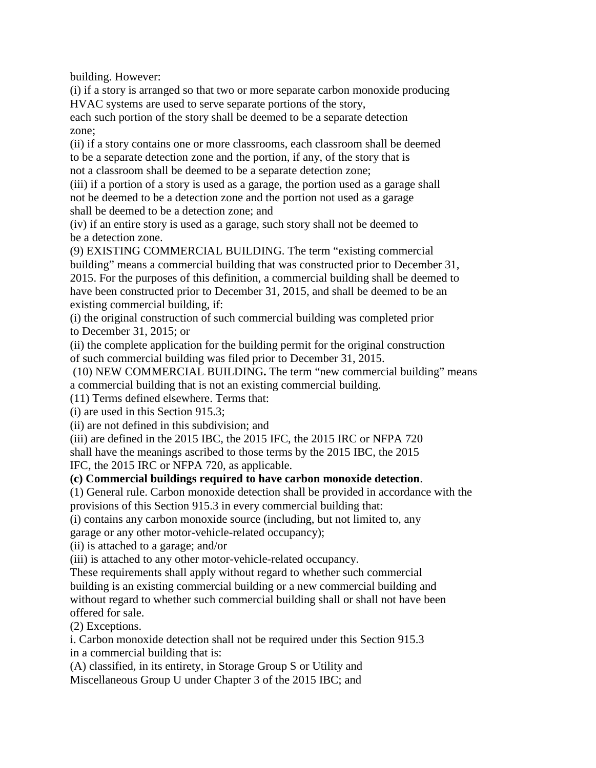building. However:

(i) if a story is arranged so that two or more separate carbon monoxide producing HVAC systems are used to serve separate portions of the story, each such portion of the story shall be deemed to be a separate detection zone;

(ii) if a story contains one or more classrooms, each classroom shall be deemed to be a separate detection zone and the portion, if any, of the story that is not a classroom shall be deemed to be a separate detection zone;

(iii) if a portion of a story is used as a garage, the portion used as a garage shall not be deemed to be a detection zone and the portion not used as a garage shall be deemed to be a detection zone; and

(iv) if an entire story is used as a garage, such story shall not be deemed to be a detection zone.

(9) EXISTING COMMERCIAL BUILDING. The term "existing commercial building" means a commercial building that was constructed prior to December 31, 2015. For the purposes of this definition, a commercial building shall be deemed to have been constructed prior to December 31, 2015, and shall be deemed to be an existing commercial building, if:

(i) the original construction of such commercial building was completed prior to December 31, 2015; or

(ii) the complete application for the building permit for the original construction of such commercial building was filed prior to December 31, 2015.

(10) NEW COMMERCIAL BUILDING**.** The term "new commercial building" means a commercial building that is not an existing commercial building.

(11) Terms defined elsewhere. Terms that:

(i) are used in this Section 915.3;

(ii) are not defined in this subdivision; and

(iii) are defined in the 2015 IBC, the 2015 IFC, the 2015 IRC or NFPA 720 shall have the meanings ascribed to those terms by the 2015 IBC, the 2015 IFC, the 2015 IRC or NFPA 720, as applicable.

**(c) Commercial buildings required to have carbon monoxide detection**.

(1) General rule. Carbon monoxide detection shall be provided in accordance with the provisions of this Section 915.3 in every commercial building that:

(i) contains any carbon monoxide source (including, but not limited to, any garage or any other motor-vehicle-related occupancy);

(ii) is attached to a garage; and/or

(iii) is attached to any other motor-vehicle-related occupancy.

These requirements shall apply without regard to whether such commercial building is an existing commercial building or a new commercial building and without regard to whether such commercial building shall or shall not have been offered for sale.

(2) Exceptions.

i. Carbon monoxide detection shall not be required under this Section 915.3 in a commercial building that is:

(A) classified, in its entirety, in Storage Group S or Utility and Miscellaneous Group U under Chapter 3 of the 2015 IBC; and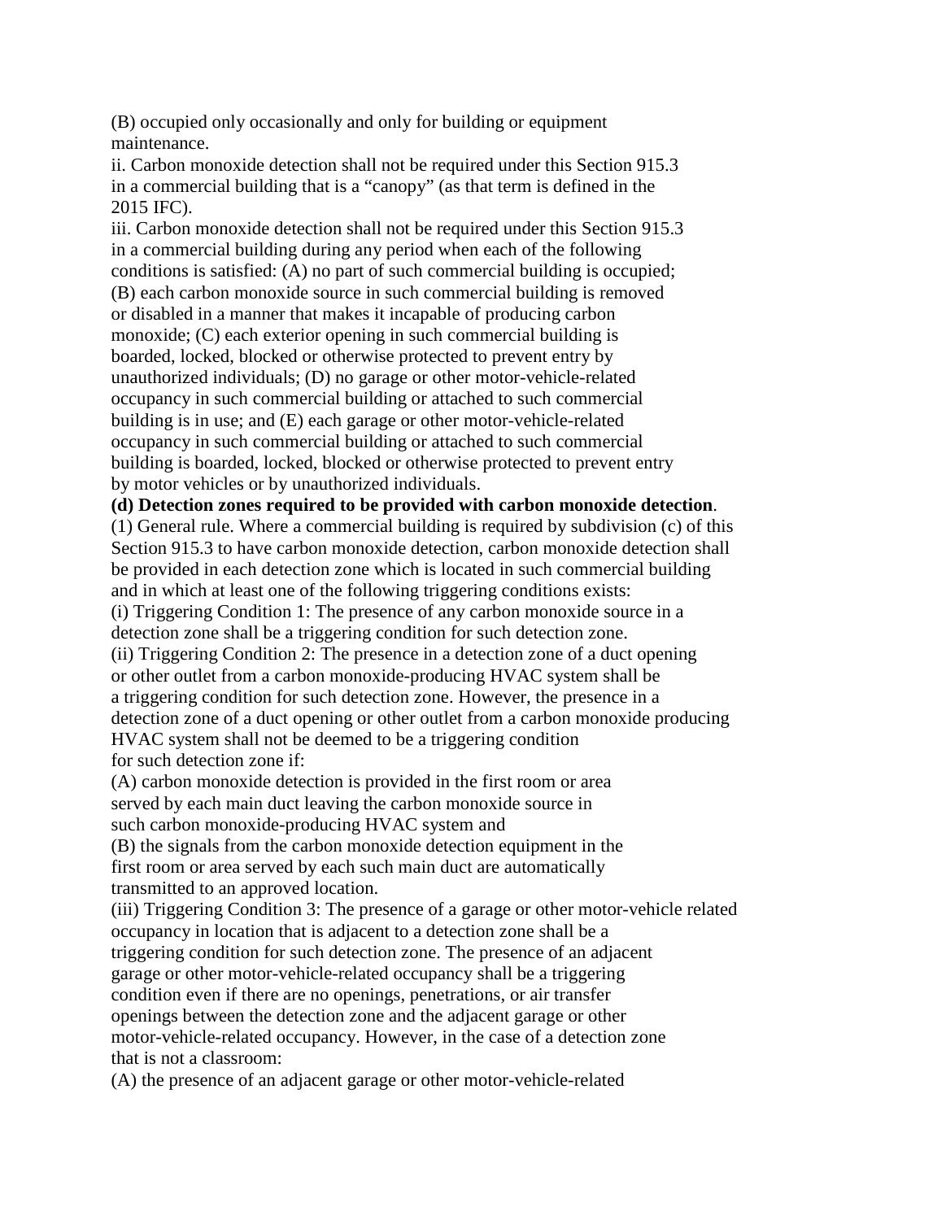(B) occupied only occasionally and only for building or equipment maintenance.

ii. Carbon monoxide detection shall not be required under this Section 915.3 in a commercial building that is a "canopy" (as that term is defined in the 2015 IFC).

iii. Carbon monoxide detection shall not be required under this Section 915.3 in a commercial building during any period when each of the following conditions is satisfied: (A) no part of such commercial building is occupied; (B) each carbon monoxide source in such commercial building is removed or disabled in a manner that makes it incapable of producing carbon monoxide; (C) each exterior opening in such commercial building is boarded, locked, blocked or otherwise protected to prevent entry by unauthorized individuals; (D) no garage or other motor-vehicle-related occupancy in such commercial building or attached to such commercial building is in use; and (E) each garage or other motor-vehicle-related occupancy in such commercial building or attached to such commercial building is boarded, locked, blocked or otherwise protected to prevent entry by motor vehicles or by unauthorized individuals.

**(d) Detection zones required to be provided with carbon monoxide detection**.

(1) General rule. Where a commercial building is required by subdivision (c) of this Section 915.3 to have carbon monoxide detection, carbon monoxide detection shall be provided in each detection zone which is located in such commercial building and in which at least one of the following triggering conditions exists:

(i) Triggering Condition 1: The presence of any carbon monoxide source in a detection zone shall be a triggering condition for such detection zone.

(ii) Triggering Condition 2: The presence in a detection zone of a duct opening or other outlet from a carbon monoxide-producing HVAC system shall be a triggering condition for such detection zone. However, the presence in a detection zone of a duct opening or other outlet from a carbon monoxide producing HVAC system shall not be deemed to be a triggering condition for such detection zone if:

(A) carbon monoxide detection is provided in the first room or area served by each main duct leaving the carbon monoxide source in such carbon monoxide-producing HVAC system and

(B) the signals from the carbon monoxide detection equipment in the first room or area served by each such main duct are automatically transmitted to an approved location.

(iii) Triggering Condition 3: The presence of a garage or other motor-vehicle related occupancy in location that is adjacent to a detection zone shall be a triggering condition for such detection zone. The presence of an adjacent garage or other motor-vehicle-related occupancy shall be a triggering condition even if there are no openings, penetrations, or air transfer openings between the detection zone and the adjacent garage or other motor-vehicle-related occupancy. However, in the case of a detection zone that is not a classroom:

(A) the presence of an adjacent garage or other motor-vehicle-related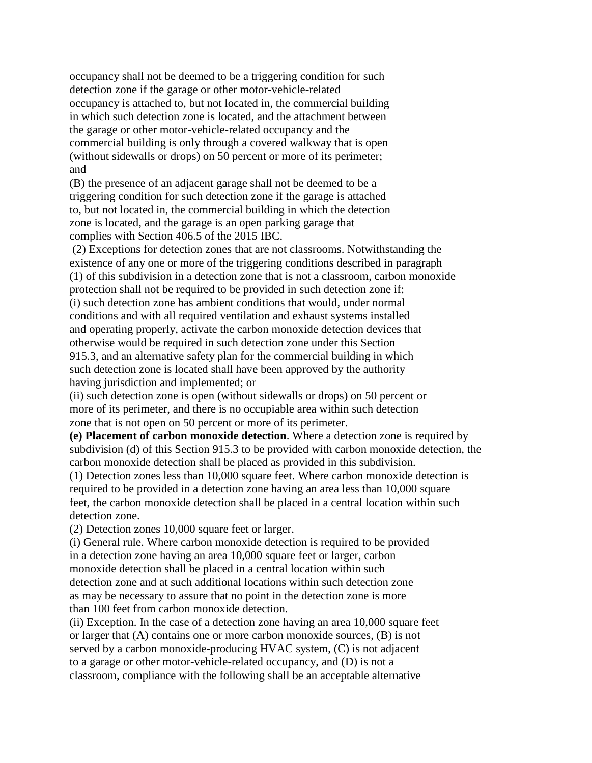occupancy shall not be deemed to be a triggering condition for such detection zone if the garage or other motor-vehicle-related occupancy is attached to, but not located in, the commercial building in which such detection zone is located, and the attachment between the garage or other motor-vehicle-related occupancy and the commercial building is only through a covered walkway that is open (without sidewalls or drops) on 50 percent or more of its perimeter; and

(B) the presence of an adjacent garage shall not be deemed to be a triggering condition for such detection zone if the garage is attached to, but not located in, the commercial building in which the detection zone is located, and the garage is an open parking garage that complies with Section 406.5 of the 2015 IBC.

(2) Exceptions for detection zones that are not classrooms. Notwithstanding the existence of any one or more of the triggering conditions described in paragraph (1) of this subdivision in a detection zone that is not a classroom, carbon monoxide protection shall not be required to be provided in such detection zone if:

(i) such detection zone has ambient conditions that would, under normal conditions and with all required ventilation and exhaust systems installed and operating properly, activate the carbon monoxide detection devices that otherwise would be required in such detection zone under this Section 915.3, and an alternative safety plan for the commercial building in which such detection zone is located shall have been approved by the authority having jurisdiction and implemented; or

(ii) such detection zone is open (without sidewalls or drops) on 50 percent or more of its perimeter, and there is no occupiable area within such detection zone that is not open on 50 percent or more of its perimeter.

**(e) Placement of carbon monoxide detection**. Where a detection zone is required by subdivision (d) of this Section 915.3 to be provided with carbon monoxide detection, the carbon monoxide detection shall be placed as provided in this subdivision.

(1) Detection zones less than 10,000 square feet. Where carbon monoxide detection is required to be provided in a detection zone having an area less than 10,000 square feet, the carbon monoxide detection shall be placed in a central location within such detection zone.

(2) Detection zones 10,000 square feet or larger.

(i) General rule. Where carbon monoxide detection is required to be provided in a detection zone having an area 10,000 square feet or larger, carbon monoxide detection shall be placed in a central location within such detection zone and at such additional locations within such detection zone as may be necessary to assure that no point in the detection zone is more than 100 feet from carbon monoxide detection.

(ii) Exception. In the case of a detection zone having an area 10,000 square feet or larger that (A) contains one or more carbon monoxide sources, (B) is not served by a carbon monoxide-producing HVAC system, (C) is not adjacent to a garage or other motor-vehicle-related occupancy, and (D) is not a classroom, compliance with the following shall be an acceptable alternative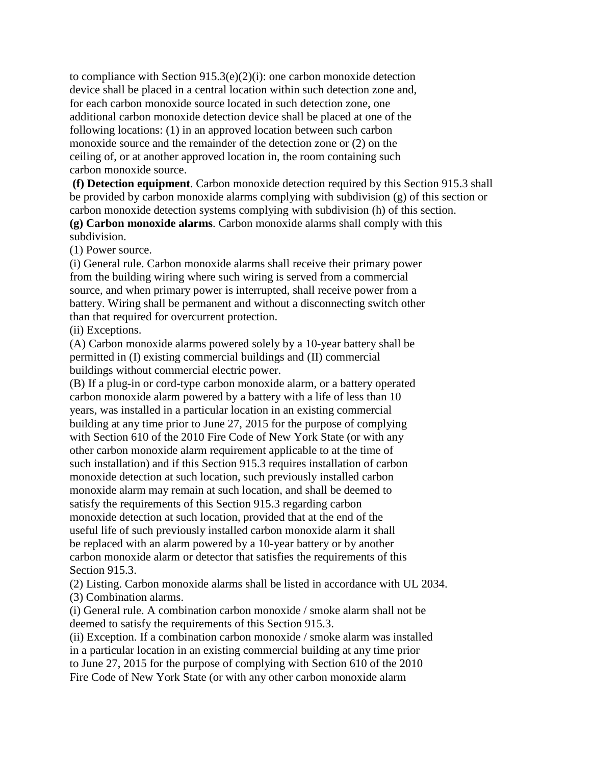to compliance with Section 915.3(e)(2)(i): one carbon monoxide detection device shall be placed in a central location within such detection zone and, for each carbon monoxide source located in such detection zone, one additional carbon monoxide detection device shall be placed at one of the following locations: (1) in an approved location between such carbon monoxide source and the remainder of the detection zone or (2) on the ceiling of, or at another approved location in, the room containing such carbon monoxide source.

**(f) Detection equipment**. Carbon monoxide detection required by this Section 915.3 shall be provided by carbon monoxide alarms complying with subdivision (g) of this section or carbon monoxide detection systems complying with subdivision (h) of this section.

**(g) Carbon monoxide alarms**. Carbon monoxide alarms shall comply with this subdivision.

(1) Power source.

(i) General rule. Carbon monoxide alarms shall receive their primary power from the building wiring where such wiring is served from a commercial source, and when primary power is interrupted, shall receive power from a battery. Wiring shall be permanent and without a disconnecting switch other than that required for overcurrent protection.

(ii) Exceptions.

(A) Carbon monoxide alarms powered solely by a 10-year battery shall be permitted in (I) existing commercial buildings and (II) commercial buildings without commercial electric power.

(B) If a plug-in or cord-type carbon monoxide alarm, or a battery operated carbon monoxide alarm powered by a battery with a life of less than 10 years, was installed in a particular location in an existing commercial building at any time prior to June 27, 2015 for the purpose of complying with Section 610 of the 2010 Fire Code of New York State (or with any other carbon monoxide alarm requirement applicable to at the time of such installation) and if this Section 915.3 requires installation of carbon monoxide detection at such location, such previously installed carbon monoxide alarm may remain at such location, and shall be deemed to satisfy the requirements of this Section 915.3 regarding carbon monoxide detection at such location, provided that at the end of the useful life of such previously installed carbon monoxide alarm it shall be replaced with an alarm powered by a 10-year battery or by another carbon monoxide alarm or detector that satisfies the requirements of this Section 915.3.

(2) Listing. Carbon monoxide alarms shall be listed in accordance with UL 2034.

(3) Combination alarms.

(i) General rule. A combination carbon monoxide / smoke alarm shall not be deemed to satisfy the requirements of this Section 915.3.

(ii) Exception. If a combination carbon monoxide / smoke alarm was installed in a particular location in an existing commercial building at any time prior to June 27, 2015 for the purpose of complying with Section 610 of the 2010 Fire Code of New York State (or with any other carbon monoxide alarm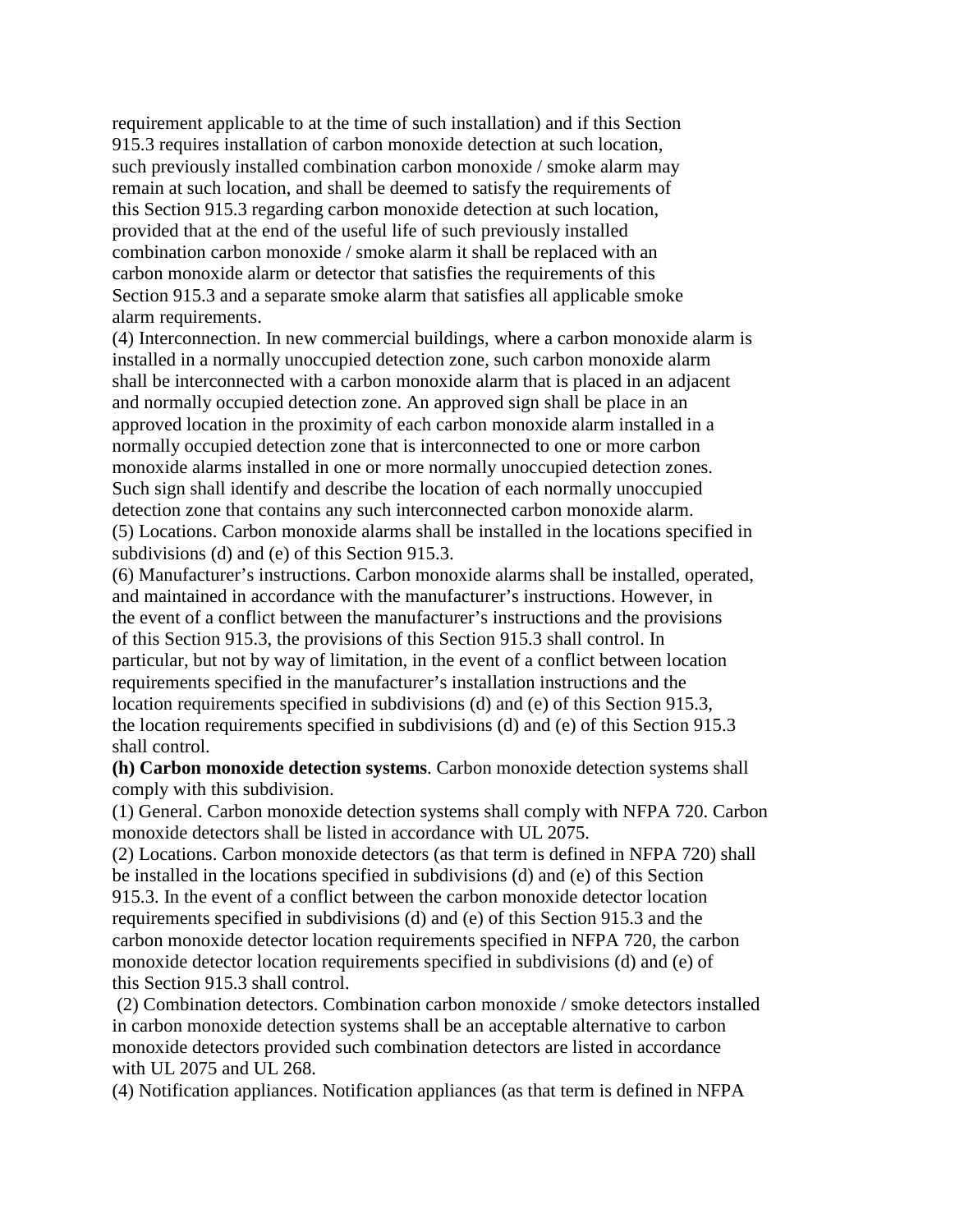requirement applicable to at the time of such installation) and if this Section 915.3 requires installation of carbon monoxide detection at such location, such previously installed combination carbon monoxide / smoke alarm may remain at such location, and shall be deemed to satisfy the requirements of this Section 915.3 regarding carbon monoxide detection at such location, provided that at the end of the useful life of such previously installed combination carbon monoxide / smoke alarm it shall be replaced with an carbon monoxide alarm or detector that satisfies the requirements of this Section 915.3 and a separate smoke alarm that satisfies all applicable smoke alarm requirements.

(4) Interconnection. In new commercial buildings, where a carbon monoxide alarm is installed in a normally unoccupied detection zone, such carbon monoxide alarm shall be interconnected with a carbon monoxide alarm that is placed in an adjacent and normally occupied detection zone. An approved sign shall be place in an approved location in the proximity of each carbon monoxide alarm installed in a normally occupied detection zone that is interconnected to one or more carbon monoxide alarms installed in one or more normally unoccupied detection zones. Such sign shall identify and describe the location of each normally unoccupied detection zone that contains any such interconnected carbon monoxide alarm.

(5) Locations. Carbon monoxide alarms shall be installed in the locations specified in subdivisions (d) and (e) of this Section 915.3.

(6) Manufacturer's instructions. Carbon monoxide alarms shall be installed, operated, and maintained in accordance with the manufacturer's instructions. However, in the event of a conflict between the manufacturer's instructions and the provisions of this Section 915.3, the provisions of this Section 915.3 shall control. In particular, but not by way of limitation, in the event of a conflict between location requirements specified in the manufacturer's installation instructions and the location requirements specified in subdivisions (d) and (e) of this Section 915.3, the location requirements specified in subdivisions (d) and (e) of this Section 915.3 shall control.

**(h) Carbon monoxide detection systems**. Carbon monoxide detection systems shall comply with this subdivision.

(1) General. Carbon monoxide detection systems shall comply with NFPA 720. Carbon monoxide detectors shall be listed in accordance with UL 2075.

(2) Locations. Carbon monoxide detectors (as that term is defined in NFPA 720) shall be installed in the locations specified in subdivisions (d) and (e) of this Section 915.3. In the event of a conflict between the carbon monoxide detector location requirements specified in subdivisions (d) and (e) of this Section 915.3 and the carbon monoxide detector location requirements specified in NFPA 720, the carbon monoxide detector location requirements specified in subdivisions (d) and (e) of this Section 915.3 shall control.

(2) Combination detectors. Combination carbon monoxide / smoke detectors installed in carbon monoxide detection systems shall be an acceptable alternative to carbon monoxide detectors provided such combination detectors are listed in accordance with UL 2075 and UL 268.

(4) Notification appliances. Notification appliances (as that term is defined in NFPA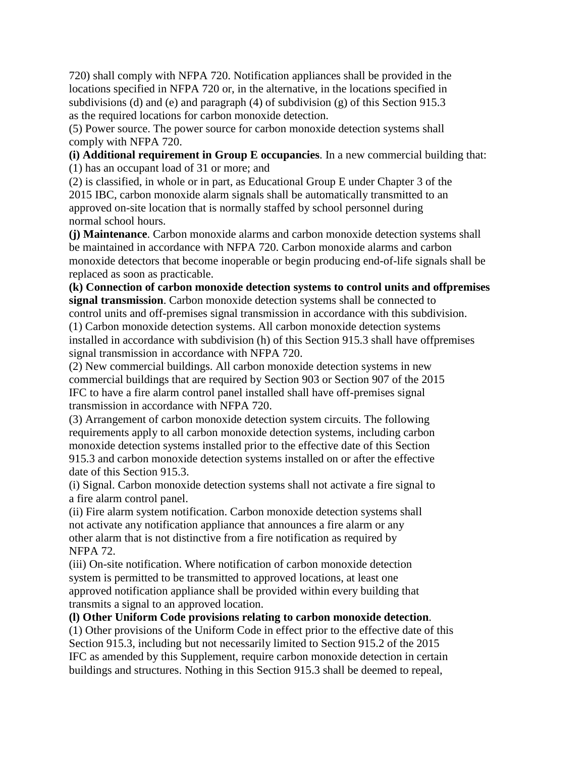720) shall comply with NFPA 720. Notification appliances shall be provided in the locations specified in NFPA 720 or, in the alternative, in the locations specified in subdivisions (d) and (e) and paragraph (4) of subdivision (g) of this Section 915.3 as the required locations for carbon monoxide detection.

(5) Power source. The power source for carbon monoxide detection systems shall comply with NFPA 720.

**(i) Additional requirement in Group E occupancies**. In a new commercial building that:

(1) has an occupant load of 31 or more; and

(2) is classified, in whole or in part, as Educational Group E under Chapter 3 of the 2015 IBC, carbon monoxide alarm signals shall be automatically transmitted to an approved on-site location that is normally staffed by school personnel during normal school hours.

**(j) Maintenance**. Carbon monoxide alarms and carbon monoxide detection systems shall be maintained in accordance with NFPA 720. Carbon monoxide alarms and carbon monoxide detectors that become inoperable or begin producing end-of-life signals shall be replaced as soon as practicable.

**(k) Connection of carbon monoxide detection systems to control units and offpremises signal transmission**. Carbon monoxide detection systems shall be connected to control units and off-premises signal transmission in accordance with this subdivision.

(1) Carbon monoxide detection systems. All carbon monoxide detection systems installed in accordance with subdivision (h) of this Section 915.3 shall have offpremises signal transmission in accordance with NFPA 720.

(2) New commercial buildings. All carbon monoxide detection systems in new commercial buildings that are required by Section 903 or Section 907 of the 2015 IFC to have a fire alarm control panel installed shall have off-premises signal transmission in accordance with NFPA 720.

(3) Arrangement of carbon monoxide detection system circuits. The following requirements apply to all carbon monoxide detection systems, including carbon monoxide detection systems installed prior to the effective date of this Section 915.3 and carbon monoxide detection systems installed on or after the effective date of this Section 915.3.

(i) Signal. Carbon monoxide detection systems shall not activate a fire signal to a fire alarm control panel.

(ii) Fire alarm system notification. Carbon monoxide detection systems shall not activate any notification appliance that announces a fire alarm or any other alarm that is not distinctive from a fire notification as required by NFPA 72.

(iii) On-site notification. Where notification of carbon monoxide detection system is permitted to be transmitted to approved locations, at least one approved notification appliance shall be provided within every building that transmits a signal to an approved location.

**(l) Other Uniform Code provisions relating to carbon monoxide detection**.

(1) Other provisions of the Uniform Code in effect prior to the effective date of this Section 915.3, including but not necessarily limited to Section 915.2 of the 2015 IFC as amended by this Supplement, require carbon monoxide detection in certain buildings and structures. Nothing in this Section 915.3 shall be deemed to repeal,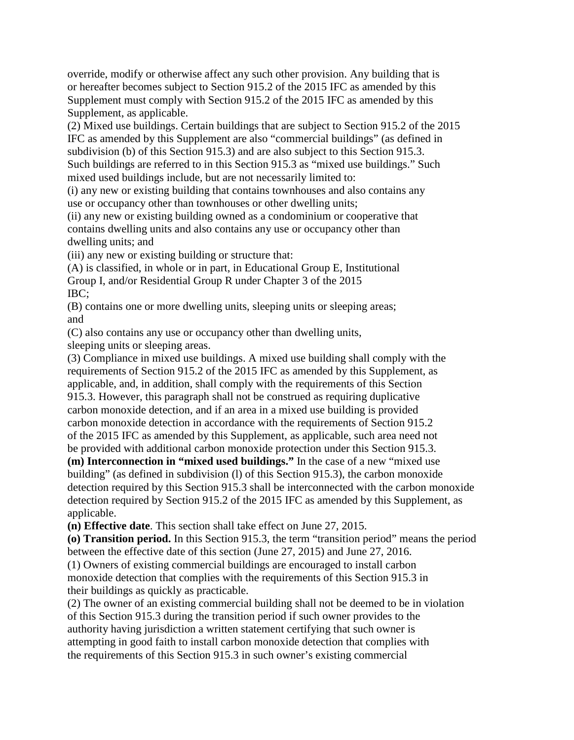override, modify or otherwise affect any such other provision. Any building that is or hereafter becomes subject to Section 915.2 of the 2015 IFC as amended by this Supplement must comply with Section 915.2 of the 2015 IFC as amended by this Supplement, as applicable.

(2) Mixed use buildings. Certain buildings that are subject to Section 915.2 of the 2015 IFC as amended by this Supplement are also "commercial buildings" (as defined in subdivision (b) of this Section 915.3) and are also subject to this Section 915.3. Such buildings are referred to in this Section 915.3 as "mixed use buildings." Such mixed used buildings include, but are not necessarily limited to:

(i) any new or existing building that contains townhouses and also contains any use or occupancy other than townhouses or other dwelling units;

(ii) any new or existing building owned as a condominium or cooperative that contains dwelling units and also contains any use or occupancy other than dwelling units; and

(iii) any new or existing building or structure that:

(A) is classified, in whole or in part, in Educational Group E, Institutional Group I, and/or Residential Group R under Chapter 3 of the 2015 IBC;

(B) contains one or more dwelling units, sleeping units or sleeping areas; and

(C) also contains any use or occupancy other than dwelling units, sleeping units or sleeping areas.

(3) Compliance in mixed use buildings. A mixed use building shall comply with the requirements of Section 915.2 of the 2015 IFC as amended by this Supplement, as applicable, and, in addition, shall comply with the requirements of this Section 915.3. However, this paragraph shall not be construed as requiring duplicative carbon monoxide detection, and if an area in a mixed use building is provided carbon monoxide detection in accordance with the requirements of Section 915.2 of the 2015 IFC as amended by this Supplement, as applicable, such area need not be provided with additional carbon monoxide protection under this Section 915.3.

**(m) Interconnection in "mixed used buildings."** In the case of a new "mixed use building" (as defined in subdivision (l) of this Section 915.3), the carbon monoxide detection required by this Section 915.3 shall be interconnected with the carbon monoxide detection required by Section 915.2 of the 2015 IFC as amended by this Supplement, as applicable.

**(n) Effective date**. This section shall take effect on June 27, 2015.

**(o) Transition period.** In this Section 915.3, the term "transition period" means the period between the effective date of this section (June 27, 2015) and June 27, 2016.

(1) Owners of existing commercial buildings are encouraged to install carbon monoxide detection that complies with the requirements of this Section 915.3 in their buildings as quickly as practicable.

(2) The owner of an existing commercial building shall not be deemed to be in violation of this Section 915.3 during the transition period if such owner provides to the authority having jurisdiction a written statement certifying that such owner is attempting in good faith to install carbon monoxide detection that complies with the requirements of this Section 915.3 in such owner's existing commercial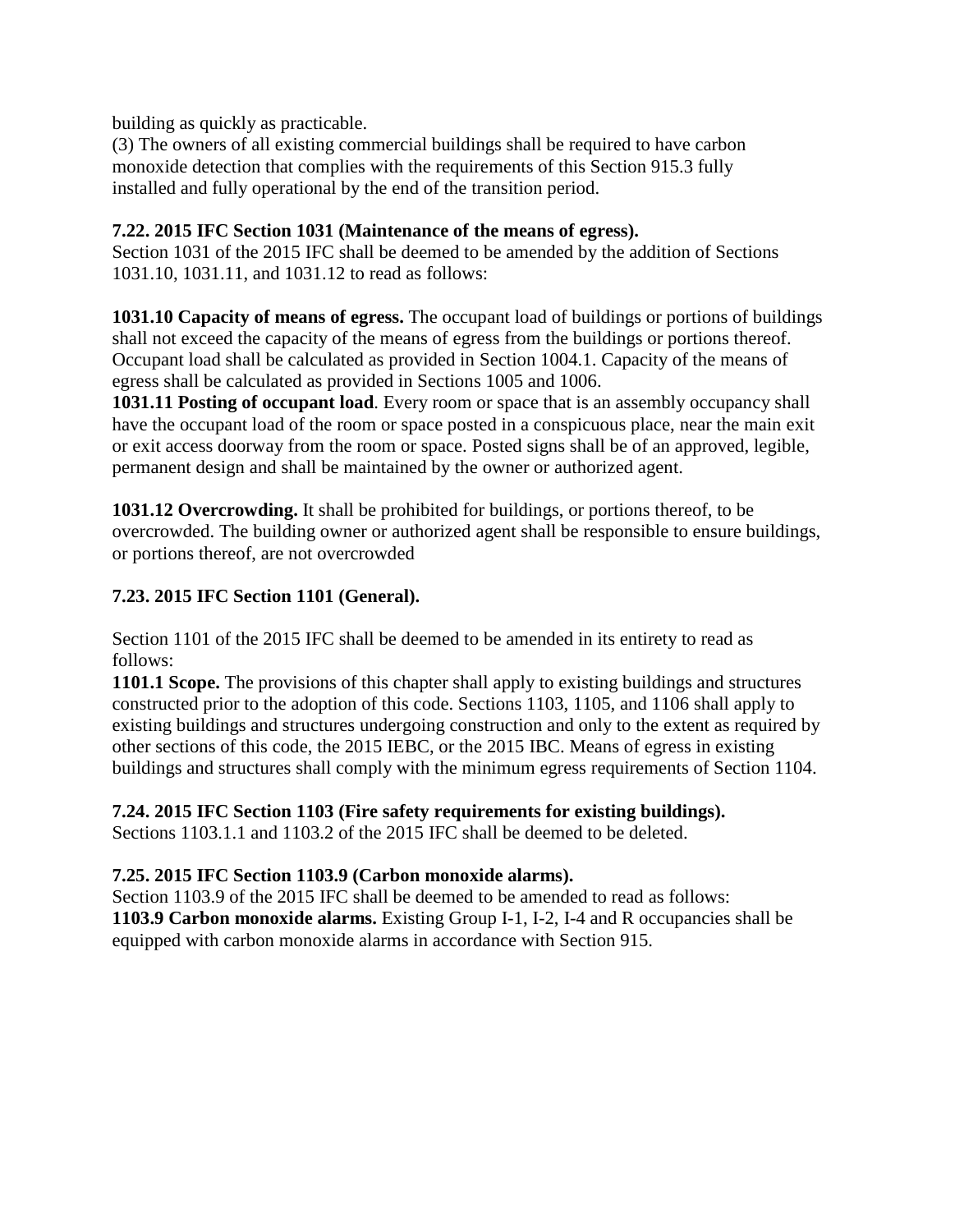building as quickly as practicable.

(3) The owners of all existing commercial buildings shall be required to have carbon monoxide detection that complies with the requirements of this Section 915.3 fully installed and fully operational by the end of the transition period.

**7.22. 2015 IFC Section 1031 (Maintenance of the means of egress).**

Section 1031 of the 2015 IFC shall be deemed to be amended by the addition of Sections 1031.10, 1031.11, and 1031.12 to read as follows:

**1031.10 Capacity of means of egress.** The occupant load of buildings or portions of buildings shall not exceed the capacity of the means of egress from the buildings or portions thereof. Occupant load shall be calculated as provided in Section 1004.1. Capacity of the means of egress shall be calculated as provided in Sections 1005 and 1006.

**1031.11 Posting of occupant load**. Every room or space that is an assembly occupancy shall have the occupant load of the room or space posted in a conspicuous place, near the main exit or exit access doorway from the room or space. Posted signs shall be of an approved, legible, permanent design and shall be maintained by the owner or authorized agent.

**1031.12 Overcrowding.** It shall be prohibited for buildings, or portions thereof, to be overcrowded. The building owner or authorized agent shall be responsible to ensure buildings, or portions thereof, are not overcrowded

**7.23. 2015 IFC Section 1101 (General).**

Section 1101 of the 2015 IFC shall be deemed to be amended in its entirety to read as follows:

**1101.1 Scope.** The provisions of this chapter shall apply to existing buildings and structures constructed prior to the adoption of this code. Sections 1103, 1105, and 1106 shall apply to existing buildings and structures undergoing construction and only to the extent as required by other sections of this code, the 2015 IEBC, or the 2015 IBC. Means of egress in existing buildings and structures shall comply with the minimum egress requirements of Section 1104.

**7.24. 2015 IFC Section 1103 (Fire safety requirements for existing buildings).**

Sections 1103.1.1 and 1103.2 of the 2015 IFC shall be deemed to be deleted.

**7.25. 2015 IFC Section 1103.9 (Carbon monoxide alarms).**

Section 1103.9 of the 2015 IFC shall be deemed to be amended to read as follows:

**1103.9 Carbon monoxide alarms.** Existing Group I-1, I-2, I-4 and R occupancies shall be equipped with carbon monoxide alarms in accordance with Section 915.